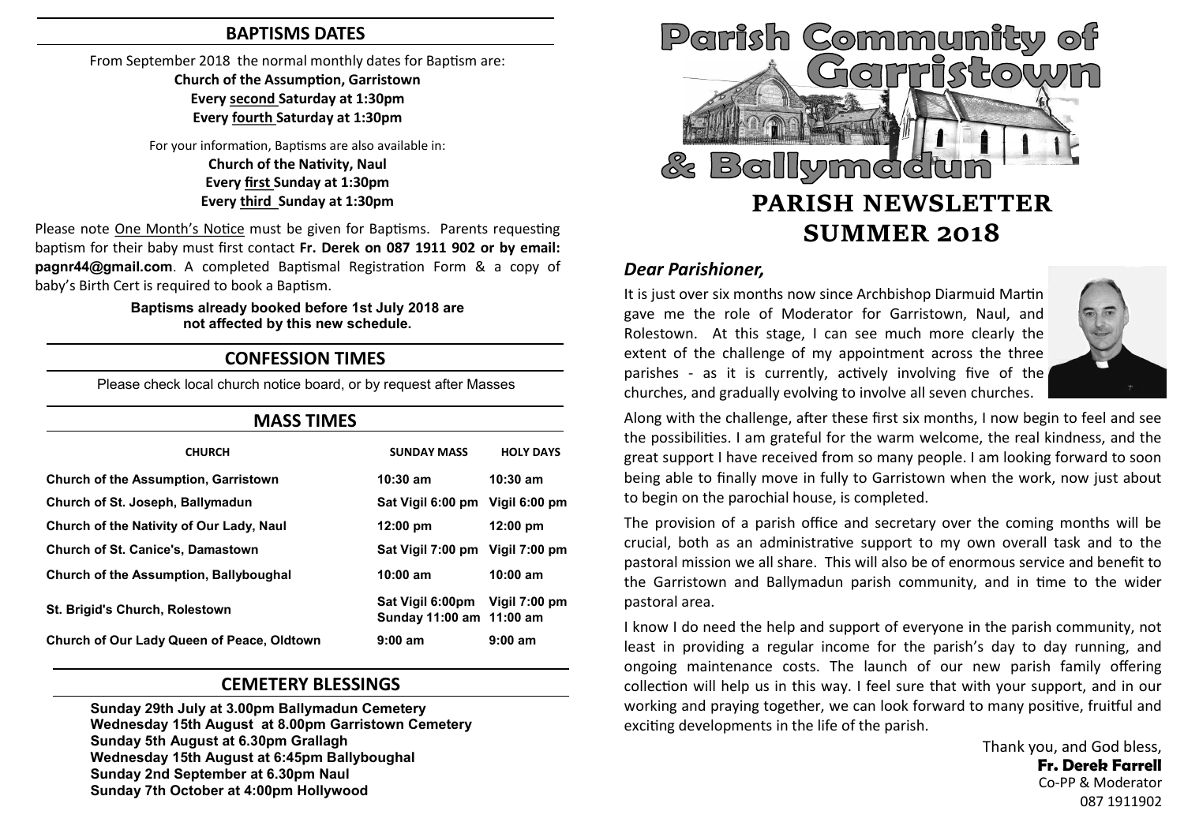## BAPTISMS DATES

From September 2018 the normal monthly dates for Baptism are:
**Church of the Assumption, Garristown**
**Every second Saturday at 1:30pm**
**Every fourth Saturday at 1:30pm**

For your information, Baptisms are also available in:
**Church of the Nativity, Naul**
**Every first Sunday at 1:30pm**
**Every third Sunday at 1:30pm**

Please note One Month's Notice must be given for Baptisms. Parents requesting baptism for their baby must first contact **Fr. Derek on 087 1911 902 or by email: pagnr44@gmail.com**. A completed Baptismal Registration Form & a copy of baby's Birth Cert is required to book a Baptism.

**Baptisms already booked before 1st July 2018 are not affected by this new schedule.**

## CONFESSION TIMES

Please check local church notice board, or by request after Masses

## MASS TIMES

| CHURCH | SUNDAY MASS | HOLY DAYS |
|---|---|---|
| Church of the Assumption, Garristown | 10:30 am | 10:30 am |
| Church of St. Joseph, Ballymadun | Sat Vigil 6:00 pm | Vigil 6:00 pm |
| Church of the Nativity of Our Lady, Naul | 12:00 pm | 12:00 pm |
| Church of St. Canice's, Damastown | Sat Vigil 7:00 pm | Vigil 7:00 pm |
| Church of the Assumption, Ballyboughal | 10:00 am | 10:00 am |
| St. Brigid's Church, Rolestown | Sat Vigil 6:00pm Sunday 11:00 am | Vigil 7:00 pm 11:00 am |
| Church of Our Lady Queen of Peace, Oldtown | 9:00 am | 9:00 am |

## CEMETERY BLESSINGS

**Sunday 29th July at 3.00pm Ballymadun Cemetery**
**Wednesday 15th August at 8.00pm Garristown Cemetery**
**Sunday 5th August at 6.30pm Grallagh**
**Wednesday 15th August at 6:45pm Ballyboughal**
**Sunday 2nd September at 6.30pm Naul**
**Sunday 7th October at 4:00pm Hollywood**

# Parish Community of Garristown & Ballymadun

# PARISH NEWSLETTER SUMMER 2018

### *Dear Parishioner,*

It is just over six months now since Archbishop Diarmuid Martin gave me the role of Moderator for Garristown, Naul, and Rolestown. At this stage, I can see much more clearly the extent of the challenge of my appointment across the three parishes - as it is currently, actively involving five of the churches, and gradually evolving to involve all seven churches.

Along with the challenge, after these first six months, I now begin to feel and see the possibilities. I am grateful for the warm welcome, the real kindness, and the great support I have received from so many people. I am looking forward to soon being able to finally move in fully to Garristown when the work, now just about to begin on the parochial house, is completed.

The provision of a parish office and secretary over the coming months will be crucial, both as an administrative support to my own overall task and to the pastoral mission we all share. This will also be of enormous service and benefit to the Garristown and Ballymadun parish community, and in time to the wider pastoral area.

I know I do need the help and support of everyone in the parish community, not least in providing a regular income for the parish's day to day running, and ongoing maintenance costs. The launch of our new parish family offering collection will help us in this way. I feel sure that with your support, and in our working and praying together, we can look forward to many positive, fruitful and exciting developments in the life of the parish.

Thank you, and God bless,
**Fr. Derek Farrell**
Co-PP & Moderator
087 1911902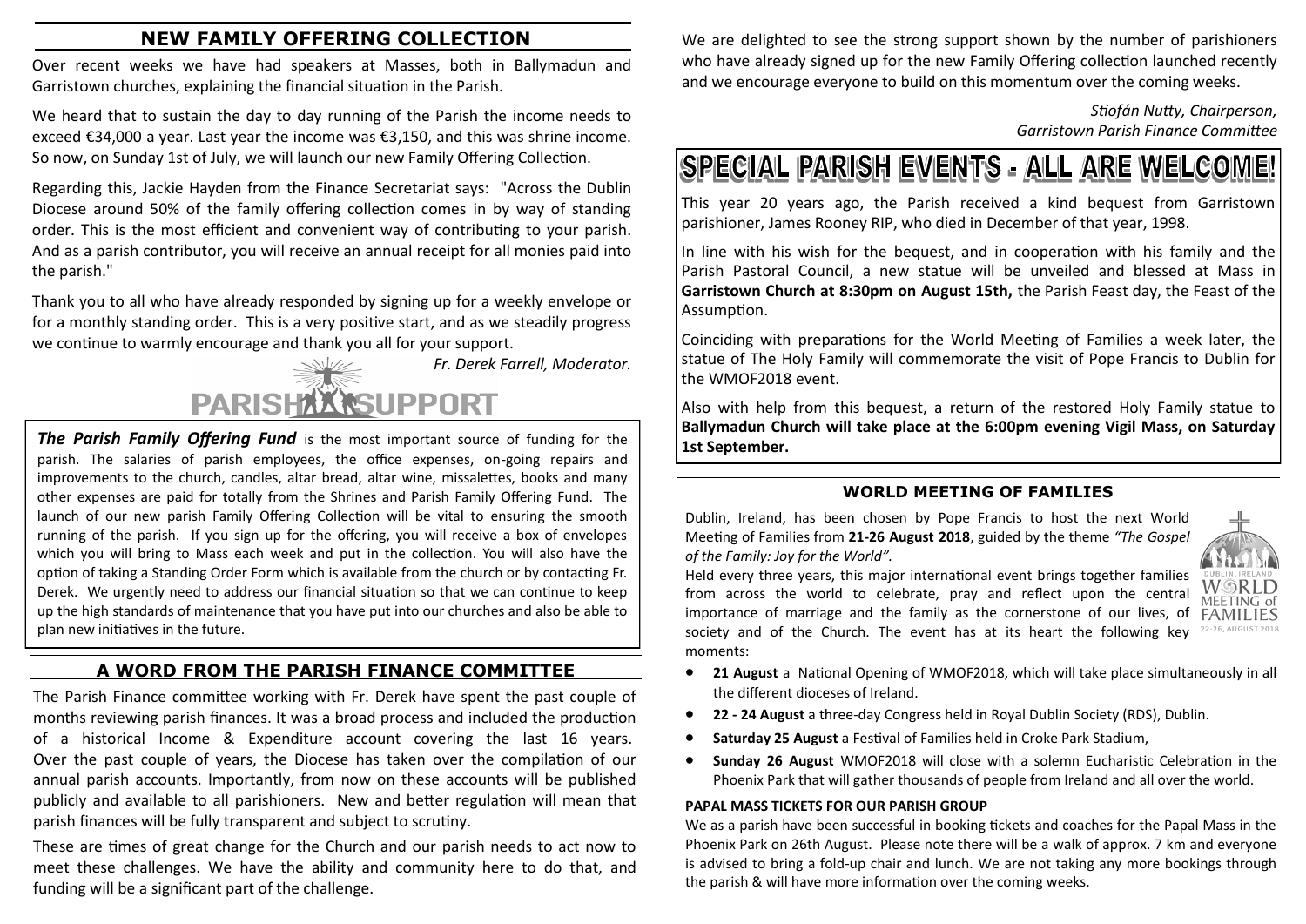## NEW FAMILY OFFERING COLLECTION

Over recent weeks we have had speakers at Masses, both in Ballymadun and Garristown churches, explaining the financial situation in the Parish.

We heard that to sustain the day to day running of the Parish the income needs to exceed €34,000 a year. Last year the income was €3,150, and this was shrine income. So now, on Sunday 1st of July, we will launch our new Family Offering Collection.

Regarding this, Jackie Hayden from the Finance Secretariat says: "Across the Dublin Diocese around 50% of the family offering collection comes in by way of standing order. This is the most efficient and convenient way of contributing to your parish. And as a parish contributor, you will receive an annual receipt for all monies paid into the parish."

Thank you to all who have already responded by signing up for a weekly envelope or for a monthly standing order. This is a very positive start, and as we steadily progress we continue to warmly encourage and thank you all for your support.

*Fr. Derek Farrell, Moderator.*

PARISH SUPPORT

***The Parish Family Offering Fund*** is the most important source of funding for the parish. The salaries of parish employees, the office expenses, on-going repairs and improvements to the church, candles, altar bread, altar wine, missalettes, books and many other expenses are paid for totally from the Shrines and Parish Family Offering Fund. The launch of our new parish Family Offering Collection will be vital to ensuring the smooth running of the parish. If you sign up for the offering, you will receive a box of envelopes which you will bring to Mass each week and put in the collection. You will also have the option of taking a Standing Order Form which is available from the church or by contacting Fr. Derek. We urgently need to address our financial situation so that we can continue to keep up the high standards of maintenance that you have put into our churches and also be able to plan new initiatives in the future.

## A WORD FROM THE PARISH FINANCE COMMITTEE

The Parish Finance committee working with Fr. Derek have spent the past couple of months reviewing parish finances. It was a broad process and included the production of a historical Income & Expenditure account covering the last 16 years. Over the past couple of years, the Diocese has taken over the compilation of our annual parish accounts. Importantly, from now on these accounts will be published publicly and available to all parishioners. New and better regulation will mean that parish finances will be fully transparent and subject to scrutiny.

These are times of great change for the Church and our parish needs to act now to meet these challenges. We have the ability and community here to do that, and funding will be a significant part of the challenge.

We are delighted to see the strong support shown by the number of parishioners who have already signed up for the new Family Offering collection launched recently and we encourage everyone to build on this momentum over the coming weeks.

*Stiofán Nutty, Chairperson,*
*Garristown Parish Finance Committee*

## SPECIAL PARISH EVENTS - ALL ARE WELCOME!

This year 20 years ago, the Parish received a kind bequest from Garristown parishioner, James Rooney RIP, who died in December of that year, 1998.

In line with his wish for the bequest, and in cooperation with his family and the Parish Pastoral Council, a new statue will be unveiled and blessed at Mass in **Garristown Church at 8:30pm on August 15th,** the Parish Feast day, the Feast of the Assumption.

Coinciding with preparations for the World Meeting of Families a week later, the statue of The Holy Family will commemorate the visit of Pope Francis to Dublin for the WMOF2018 event.

Also with help from this bequest, a return of the restored Holy Family statue to **Ballymadun Church will take place at the 6:00pm evening Vigil Mass, on Saturday 1st September.**

## WORLD MEETING OF FAMILIES

Dublin, Ireland, has been chosen by Pope Francis to host the next World Meeting of Families from **21-26 August 2018**, guided by the theme *"The Gospel of the Family: Joy for the World".*

Held every three years, this major international event brings together families from across the world to celebrate, pray and reflect upon the central importance of marriage and the family as the cornerstone of our lives, of society and of the Church. The event has at its heart the following key moments:

- **21 August** a National Opening of WMOF2018, which will take place simultaneously in all the different dioceses of Ireland.
- **22 - 24 August** a three-day Congress held in Royal Dublin Society (RDS), Dublin.
- **Saturday 25 August** a Festival of Families held in Croke Park Stadium,
- **Sunday 26 August** WMOF2018 will close with a solemn Eucharistic Celebration in the Phoenix Park that will gather thousands of people from Ireland and all over the world.

**PAPAL MASS TICKETS FOR OUR PARISH GROUP**

We as a parish have been successful in booking tickets and coaches for the Papal Mass in the Phoenix Park on 26th August. Please note there will be a walk of approx. 7 km and everyone is advised to bring a fold-up chair and lunch. We are not taking any more bookings through the parish & will have more information over the coming weeks.